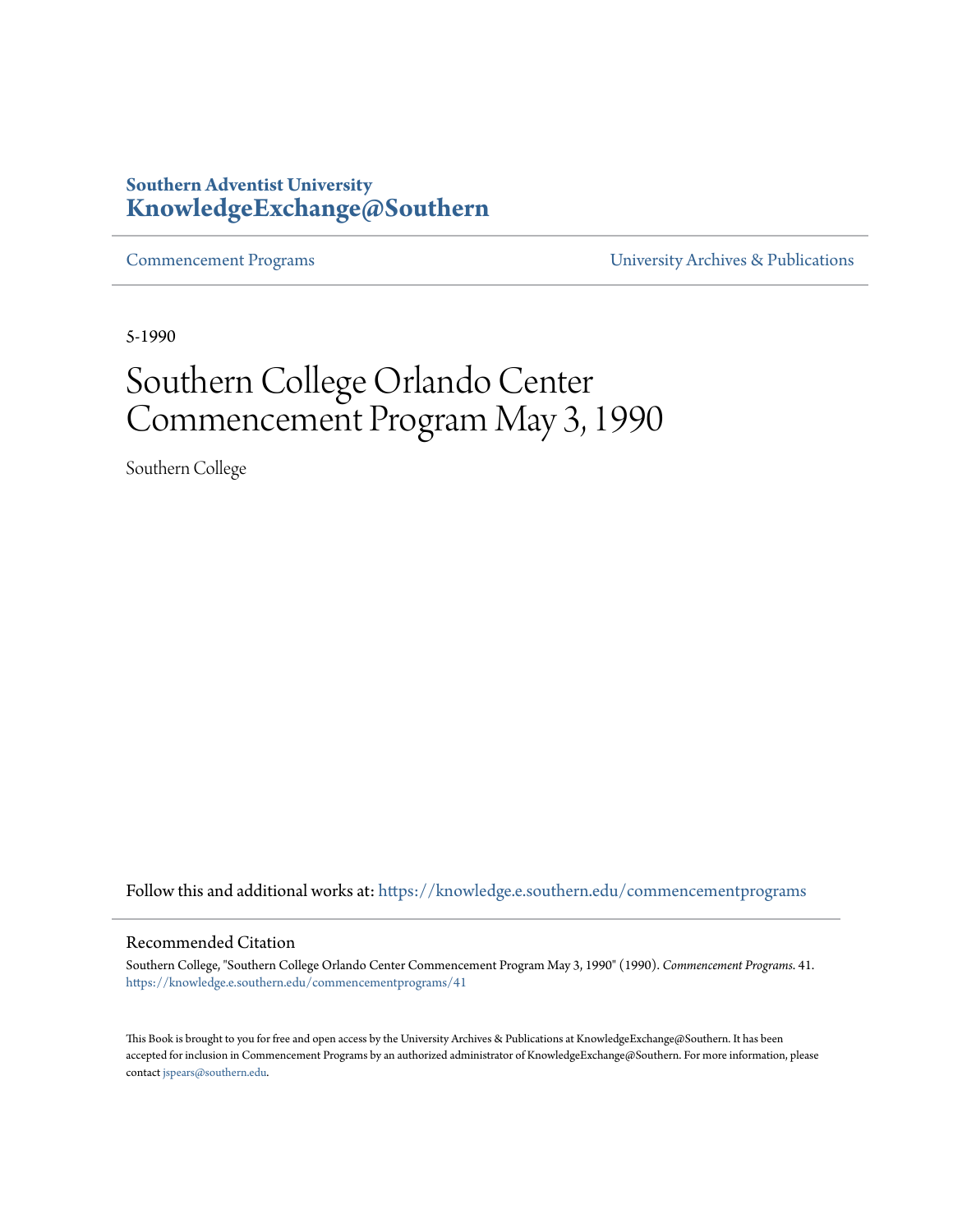**Southern Adventist University**
**KnowledgeExchange@Southern**

Commencement Programs | University Archives & Publications

5-1990

# Southern College Orlando Center Commencement Program May 3, 1990

Southern College

Follow this and additional works at: https://knowledge.e.southern.edu/commencementprograms

## Recommended Citation

Southern College, "Southern College Orlando Center Commencement Program May 3, 1990" (1990). *Commencement Programs*. 41.
https://knowledge.e.southern.edu/commencementprograms/41

This Book is brought to you for free and open access by the University Archives & Publications at KnowledgeExchange@Southern. It has been accepted for inclusion in Commencement Programs by an authorized administrator of KnowledgeExchange@Southern. For more information, please contact jspears@southern.edu.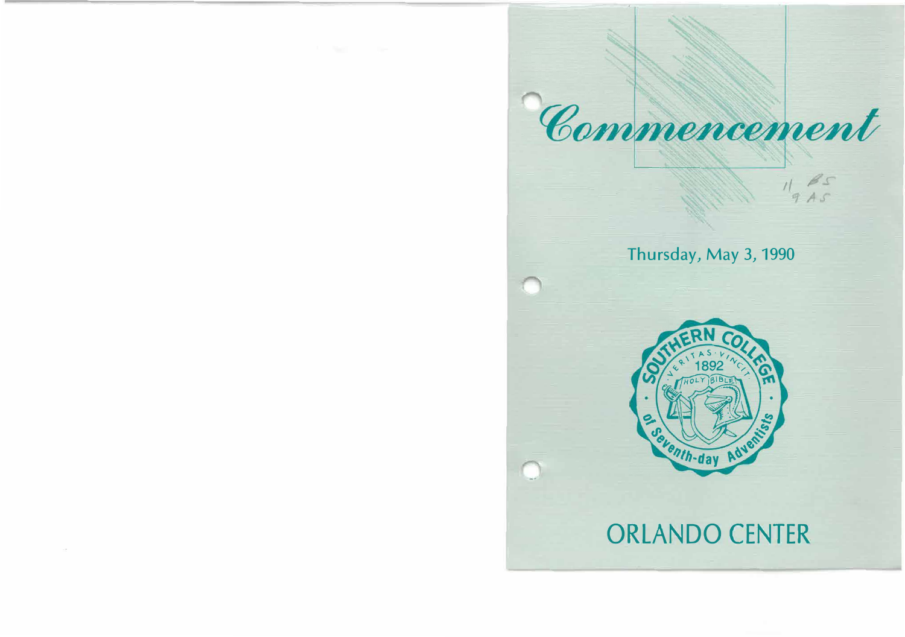# Commencement

Thursday, May 3, 1990

SOUTHERN COLLEGE · VERITAS · VINCIT · 1892 · HOLY BIBLE · of Seventh-day Adventists

## ORLANDO CENTER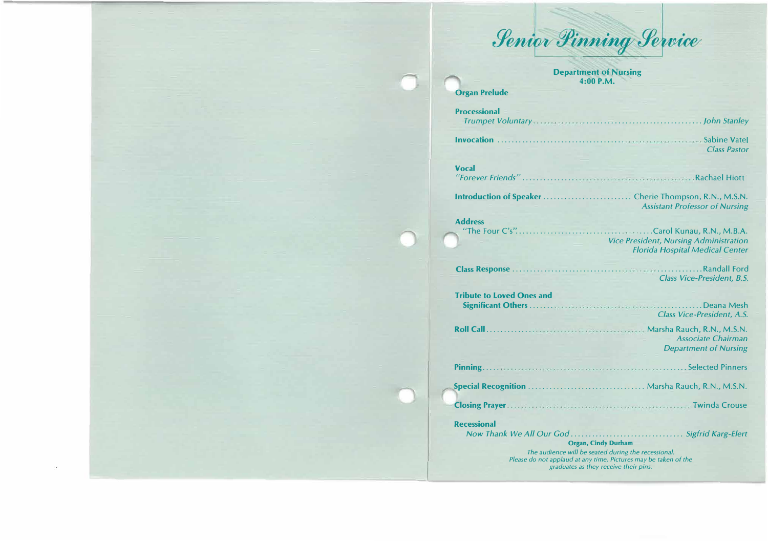# *Senior Pinning Service*

**Department of Nursing**
**4:00 P.M.**

**Organ Prelude**

**Processional**
*Trumpet Voluntary* .......... *John Stanley*

**Invocation** .......... Sabine Vatel
*Class Pastor*

**Vocal**
*"Forever Friends"* .......... Rachael Hiott

**Introduction of Speaker** .......... Cherie Thompson, R.N., M.S.N.
*Assistant Professor of Nursing*

**Address**
"The Four C's" .......... Carol Kunau, R.N., M.B.A.
*Vice President, Nursing Administration*
*Florida Hospital Medical Center*

**Class Response** .......... Randall Ford
*Class Vice-President, B.S.*

**Tribute to Loved Ones and Significant Others** .......... Deana Mesh
*Class Vice-President, A.S.*

**Roll Call** .......... Marsha Rauch, R.N., M.S.N.
*Associate Chairman*
*Department of Nursing*

**Pinning** .......... Selected Pinners

**Special Recognition** .......... Marsha Rauch, R.N., M.S.N.

**Closing Prayer** .......... Twinda Crouse

**Recessional**
*Now Thank We All Our God* .......... *Sigfrid Karg-Elert*

**Organ, Cindy Durham**

*The audience will be seated during the recessional.*
*Please do not applaud at any time. Pictures may be taken of the graduates as they receive their pins.*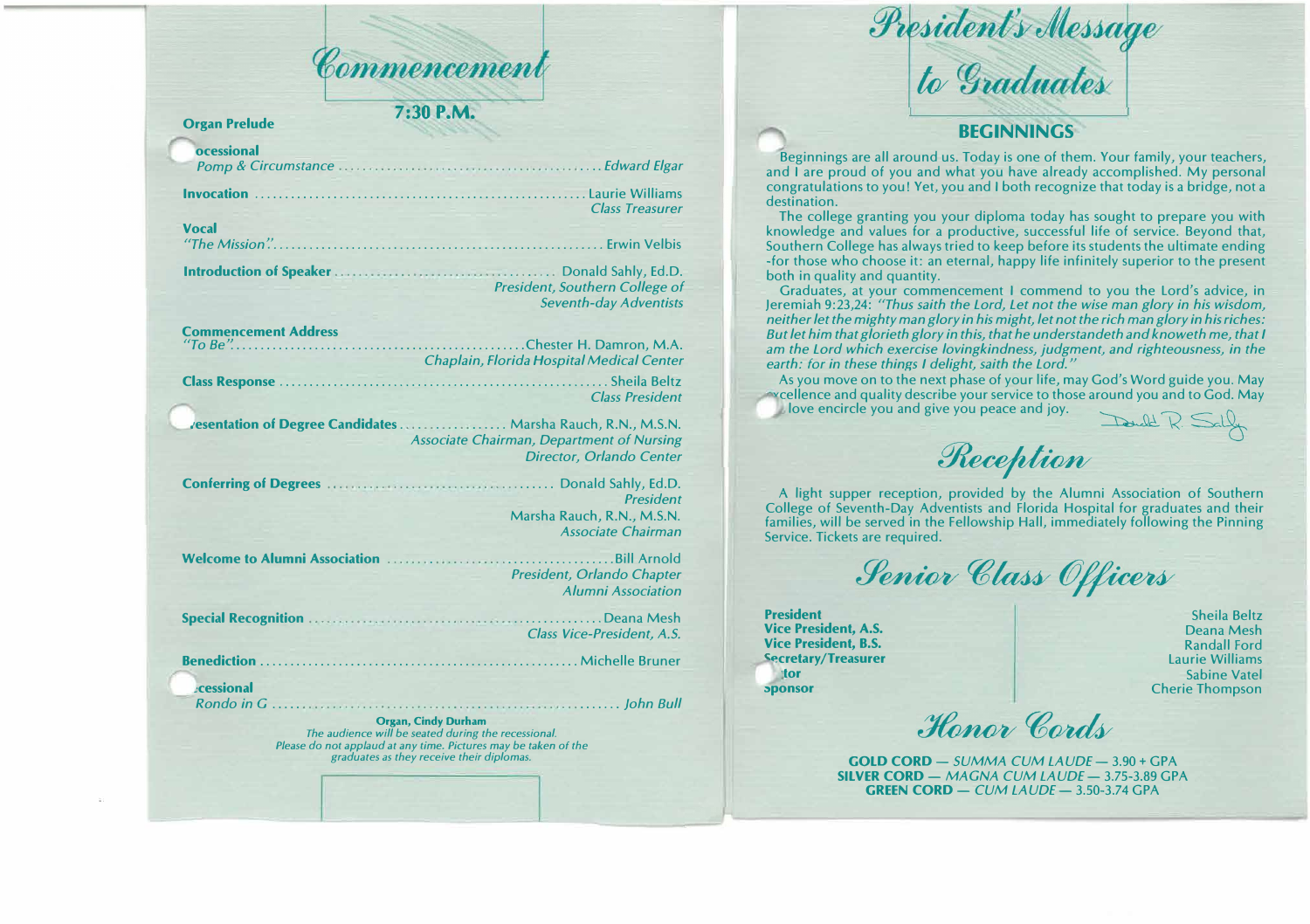# Commencement

**7:30 P.M.**

**Organ Prelude**

**ocessional**
*Pomp & Circumstance* .......... *Edward Elgar*

**Invocation** .......... Laurie Williams
*Class Treasurer*

**Vocal**
*"The Mission".* .......... Erwin Velbis

**Introduction of Speaker** .......... Donald Sahly, Ed.D.
*President, Southern College of Seventh-day Adventists*

**Commencement Address**
*"To Be".* .......... Chester H. Damron, M.A.
*Chaplain, Florida Hospital Medical Center*

**Class Response** .......... Sheila Beltz
*Class President*

**esentation of Degree Candidates** .......... Marsha Rauch, R.N., M.S.N.
*Associate Chairman, Department of Nursing*
*Director, Orlando Center*

**Conferring of Degrees** .......... Donald Sahly, Ed.D.
*President*
Marsha Rauch, R.N., M.S.N.
*Associate Chairman*

**Welcome to Alumni Association** .......... Bill Arnold
*President, Orlando Chapter*
*Alumni Association*

**Special Recognition** .......... Deana Mesh
*Class Vice-President, A.S.*

**Benediction** .......... Michelle Bruner

**cessional**
*Rondo in G* .......... *John Bull*

**Organ, Cindy Durham**
*The audience will be seated during the recessional.*
*Please do not applaud at any time. Pictures may be taken of the graduates as they receive their diplomas.*

# President's Message to Graduates

## BEGINNINGS

Beginnings are all around us. Today is one of them. Your family, your teachers, and I are proud of you and what you have already accomplished. My personal congratulations to you! Yet, you and I both recognize that today is a bridge, not a destination.

The college granting you your diploma today has sought to prepare you with knowledge and values for a productive, successful life of service. Beyond that, Southern College has always tried to keep before its students the ultimate ending -for those who choose it: an eternal, happy life infinitely superior to the present both in quality and quantity.

Graduates, at your commencement I commend to you the Lord's advice, in Jeremiah 9:23,24: *"Thus saith the Lord, Let not the wise man glory in his wisdom, neither let the mighty man glory in his might, let not the rich man glory in his riches: But let him that glorieth glory in this, that he understandeth and knoweth me, that I am the Lord which exercise lovingkindness, judgment, and righteousness, in the earth: for in these things I delight, saith the Lord."*

As you move on to the next phase of your life, may God's Word guide you. May excellence and quality describe your service to those around you and to God. May love encircle you and give you peace and joy.

Donald R. Sahly

# Reception

A light supper reception, provided by the Alumni Association of Southern College of Seventh-Day Adventists and Florida Hospital for graduates and their families, will be served in the Fellowship Hall, immediately following the Pinning Service. Tickets are required.

# Senior Class Officers

| | |
|---|---|
| **President** | Sheila Beltz |
| **Vice President, A.S.** | Deana Mesh |
| **Vice President, B.S.** | Randall Ford |
| **Secretary/Treasurer** | Laurie Williams |
| **tor** | Sabine Vatel |
| **Sponsor** | Cherie Thompson |

# Honor Cords

**GOLD CORD — *SUMMA CUM LAUDE* — 3.90 + GPA**
**SILVER CORD — *MAGNA CUM LAUDE* — 3.75-3.89 GPA**
**GREEN CORD — *CUM LAUDE* — 3.50-3.74 GPA**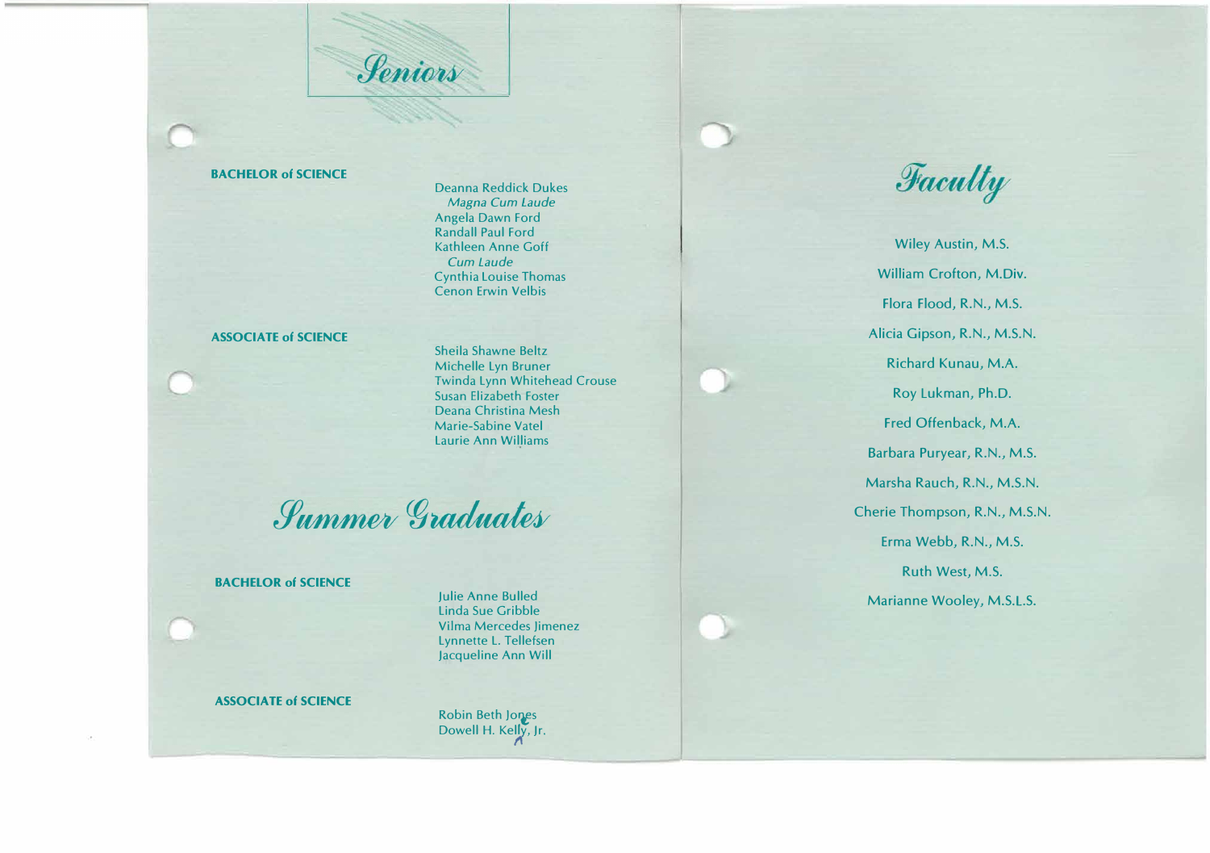# Seniors

### BACHELOR of SCIENCE

Deanna Reddick Dukes
*Magna Cum Laude*
Angela Dawn Ford
Randall Paul Ford
Kathleen Anne Goff
*Cum Laude*
Cynthia Louise Thomas
Cenon Erwin Velbis

### ASSOCIATE of SCIENCE

Sheila Shawne Beltz
Michelle Lyn Bruner
Twinda Lynn Whitehead Crouse
Susan Elizabeth Foster
Deana Christina Mesh
Marie-Sabine Vatel
Laurie Ann Williams

# Summer Graduates

### BACHELOR of SCIENCE

Julie Anne Bulled
Linda Sue Gribble
Vilma Mercedes Jimenez
Lynnette L. Tellefsen
Jacqueline Ann Will

### ASSOCIATE of SCIENCE

Robin Beth Jones
Dowell H. Kelly, Jr.

# Faculty

Wiley Austin, M.S.

William Crofton, M.Div.

Flora Flood, R.N., M.S.

Alicia Gipson, R.N., M.S.N.

Richard Kunau, M.A.

Roy Lukman, Ph.D.

Fred Offenback, M.A.

Barbara Puryear, R.N., M.S.

Marsha Rauch, R.N., M.S.N.

Cherie Thompson, R.N., M.S.N.

Erma Webb, R.N., M.S.

Ruth West, M.S.

Marianne Wooley, M.S.L.S.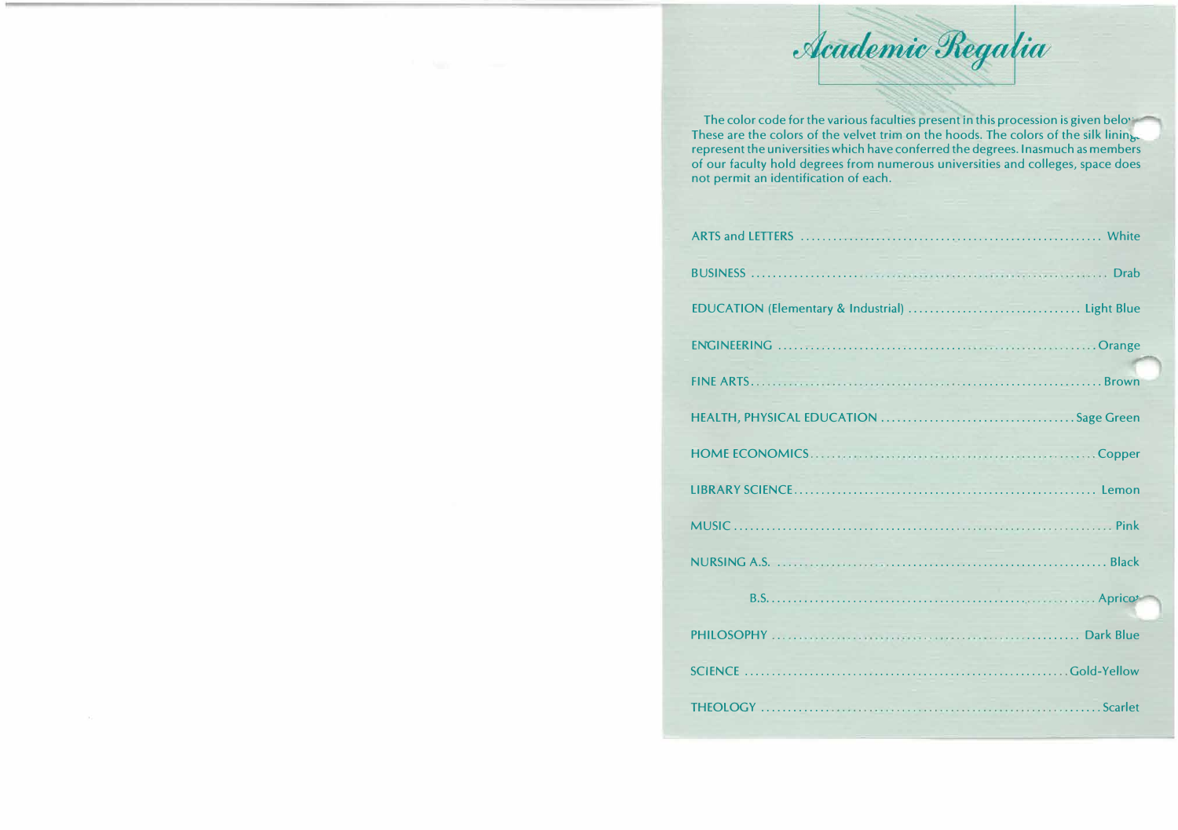# Academic Regalia

The color code for the various faculties present in this procession is given below. These are the colors of the velvet trim on the hoods. The colors of the silk linings represent the universities which have conferred the degrees. Inasmuch as members of our faculty hold degrees from numerous universities and colleges, space does not permit an identification of each.

| | |
|---|---|
| ARTS and LETTERS | White |
| BUSINESS | Drab |
| EDUCATION (Elementary & Industrial) | Light Blue |
| ENGINEERING | Orange |
| FINE ARTS | Brown |
| HEALTH, PHYSICAL EDUCATION | Sage Green |
| HOME ECONOMICS | Copper |
| LIBRARY SCIENCE | Lemon |
| MUSIC | Pink |
| NURSING A.S. | Black |
| B.S. | Apricot |
| PHILOSOPHY | Dark Blue |
| SCIENCE | Gold-Yellow |
| THEOLOGY | Scarlet |